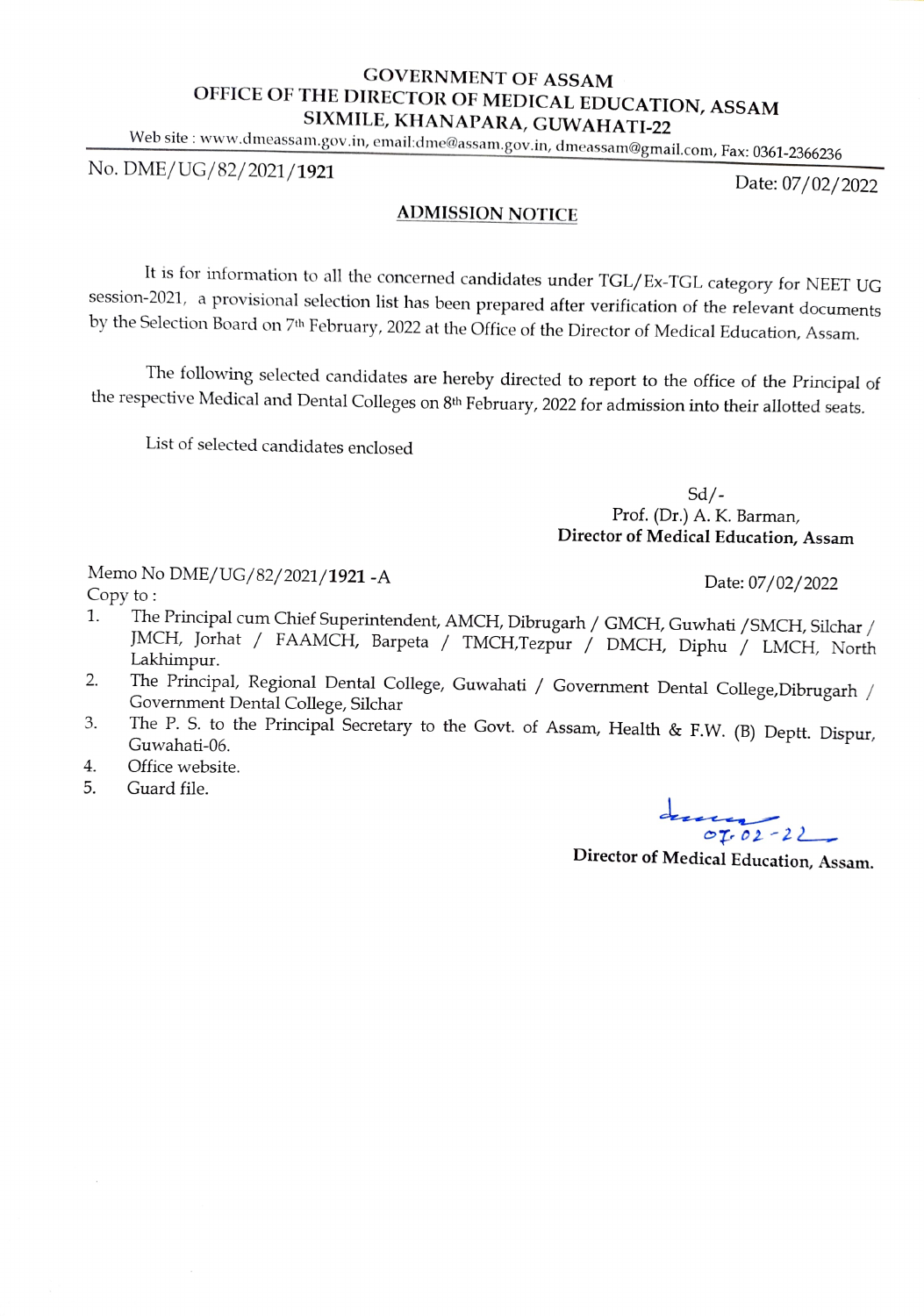# GOVERNMENT OF ASSAM
## OFFICE OF THE DIRECTOR OF MEDICAL EDUCATION, ASSAM
## SIXMILE, KHANAPARA, GUWAHATI-22

Web site : www.dmeassam.gov.in, email:dme@assam.gov.in, dmeassam@gmail.com, Fax: 0361-2366236

No. DME/UG/82/2021/**1921** Date: 07/02/2022

### ADMISSION NOTICE

It is for information to all the concerned candidates under TGL/Ex-TGL category for NEET UG session-2021, a provisional selection list has been prepared after verification of the relevant documents by the Selection Board on 7th February, 2022 at the Office of the Director of Medical Education, Assam.

The following selected candidates are hereby directed to report to the office of the Principal of the respective Medical and Dental Colleges on 8th February, 2022 for admission into their allotted seats.

List of selected candidates enclosed

Sd/-
Prof. (Dr.) A. K. Barman,
**Director of Medical Education, Assam**

Memo No DME/UG/82/2021/**1921** -A Date: 07/02/2022

Copy to :

1. The Principal cum Chief Superintendent, AMCH, Dibrugarh / GMCH, Guwhati /SMCH, Silchar / JMCH, Jorhat / FAAMCH, Barpeta / TMCH,Tezpur / DMCH, Diphu / LMCH, North Lakhimpur.
2. The Principal, Regional Dental College, Guwahati / Government Dental College,Dibrugarh / Government Dental College, Silchar
3. The P. S. to the Principal Secretary to the Govt. of Assam, Health & F.W. (B) Deptt. Dispur, Guwahati-06.
4. Office website.
5. Guard file.

07.02-22

**Director of Medical Education, Assam.**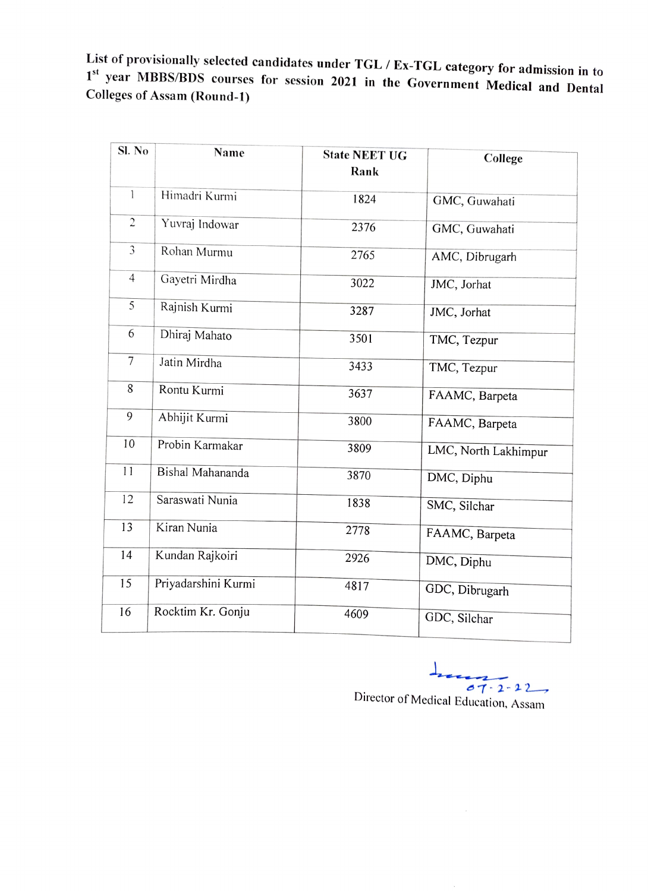List of provisionally selected candidates under TGL / Ex-TGL category for admission in to 1st year MBBS/BDS courses for session 2021 in the Government Medical and Dental Colleges of Assam (Round-1)

| Sl. No | Name | State NEET UG Rank | College |
|---|---|---|---|
| 1 | Himadri Kurmi | 1824 | GMC, Guwahati |
| 2 | Yuvraj Indowar | 2376 | GMC, Guwahati |
| 3 | Rohan Murmu | 2765 | AMC, Dibrugarh |
| 4 | Gayetri Mirdha | 3022 | JMC, Jorhat |
| 5 | Rajnish Kurmi | 3287 | JMC, Jorhat |
| 6 | Dhiraj Mahato | 3501 | TMC, Tezpur |
| 7 | Jatin Mirdha | 3433 | TMC, Tezpur |
| 8 | Rontu Kurmi | 3637 | FAAMC, Barpeta |
| 9 | Abhijit Kurmi | 3800 | FAAMC, Barpeta |
| 10 | Probin Karmakar | 3809 | LMC, North Lakhimpur |
| 11 | Bishal Mahananda | 3870 | DMC, Diphu |
| 12 | Saraswati Nunia | 1838 | SMC, Silchar |
| 13 | Kiran Nunia | 2778 | FAAMC, Barpeta |
| 14 | Kundan Rajkoiri | 2926 | DMC, Diphu |
| 15 | Priyadarshini Kurmi | 4817 | GDC, Dibrugarh |
| 16 | Rocktim Kr. Gonju | 4609 | GDC, Silchar |

07-2-22

Director of Medical Education, Assam